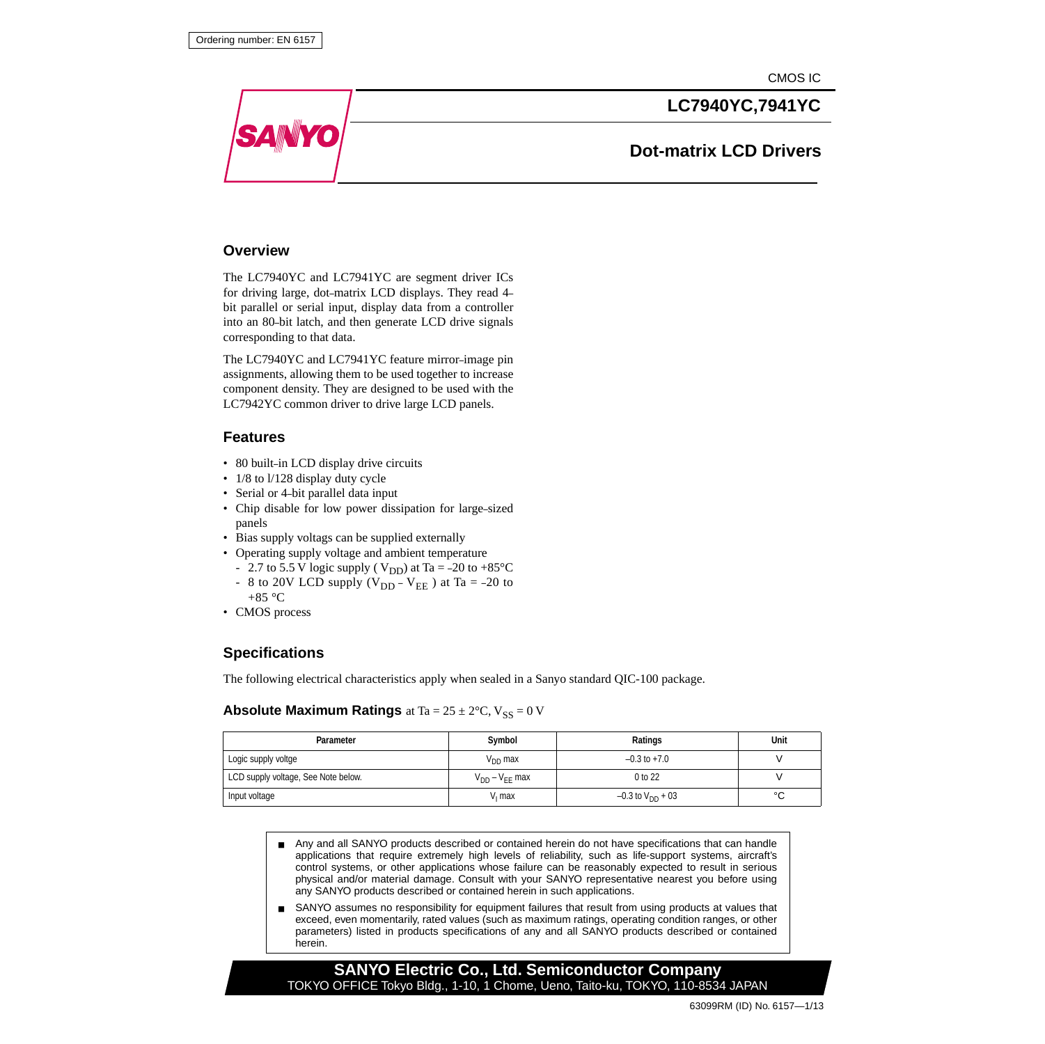Ordering number: EN 6157

CMOS IC

# LC7940YC,7941YC

## Dot-matrix LCD Drivers

## Overview

The LC7940YC and LC7941YC are segment driver ICs for driving large, dot–matrix LCD displays. They read 4–bit parallel or serial input, display data from a controller into an 80–bit latch, and then generate LCD drive signals corresponding to that data.

The LC7940YC and LC7941YC feature mirror–image pin assignments, allowing them to be used together to increase component density. They are designed to be used with the LC7942YC common driver to drive large LCD panels.

## Features

- 80 built–in LCD display drive circuits
- 1/8 to l/128 display duty cycle
- Serial or 4–bit parallel data input
- Chip disable for low power dissipation for large–sized panels
- Bias supply voltags can be supplied externally
- Operating supply voltage and ambient temperature
  - 2.7 to 5.5 V logic supply ( $V_{DD}$) at Ta = –20 to +85°C
  - 8 to 20V LCD supply ($V_{DD}$ - $V_{EE}$ ) at Ta = –20 to +85 °C
- CMOS process

## Specifications

The following electrical characteristics apply when sealed in a Sanyo standard QIC-100 package.

### Absolute Maximum Ratings at Ta = 25 ± 2°C, $V_{SS}$ = 0 V

| Parameter | Symbol | Ratings | Unit |
|---|---|---|---|
| Logic supply voltge | $V_{DD}$ max | –0.3 to +7.0 | V |
| LCD supply voltage, See Note below. | $V_{DD} - V_{EE}$ max | 0 to 22 | V |
| Input voltage | $V_I$ max | –0.3 to $V_{DD}$ + 03 | °C |

- Any and all SANYO products described or contained herein do not have specifications that can handle applications that require extremely high levels of reliability, such as life-support systems, aircraft's control systems, or other applications whose failure can be reasonably expected to result in serious physical and/or material damage. Consult with your SANYO representative nearest you before using any SANYO products described or contained herein in such applications.
- SANYO assumes no responsibility for equipment failures that result from using products at values that exceed, even momentarily, rated values (such as maximum ratings, operating condition ranges, or other parameters) listed in products specifications of any and all SANYO products described or contained herein.

**SANYO Electric Co., Ltd. Semiconductor Company**
TOKYO OFFICE Tokyo Bldg., 1-10, 1 Chome, Ueno, Taito-ku, TOKYO, 110-8534 JAPAN

63099RM (ID) No. 6157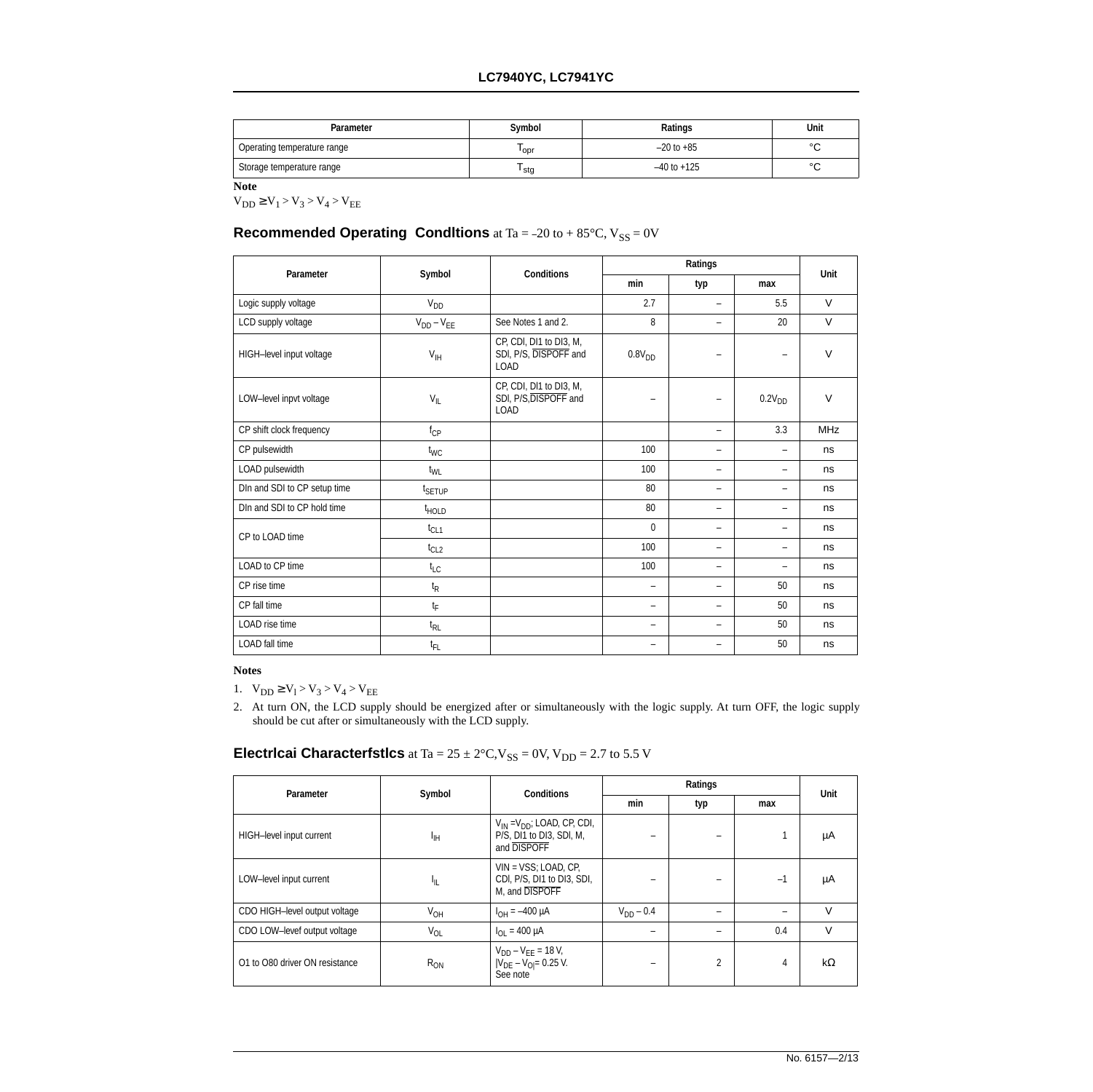| Parameter | Symbol | Ratings | Unit |
| --- | --- | --- | --- |
| Operating temperature range | $T_{opr}$ | –20 to +85 | °C |
| Storage temperature range | $T_{stg}$ | –40 to +125 | °C |

**Note**

$V_{DD} \geq V_1 > V_3 > V_4 > V_{EE}$

## Recommended Operating Condltions at Ta = –20 to + 85°C, $V_{SS}$ = 0V

| Parameter | Symbol | Conditions | Ratings | | | Unit |
| --- | --- | --- | --- | --- | --- | --- |
| | | | min | typ | max | |
| Logic supply voltage | $V_{DD}$ | | 2.7 | – | 5.5 | V |
| LCD supply voltage | $V_{DD} – V_{EE}$ | See Notes 1 and 2. | 8 | – | 20 | V |
| HIGH–level input voltage | $V_{IH}$ | CP, CDI, DI1 to DI3, M, SDI, P/S, $\overline{DISPOFF}$ and LOAD | $0.8V_{DD}$ | – | – | V |
| LOW–level inpvt voltage | $V_{IL}$ | CP, CDI, DI1 to DI3, M, SDI, P/S, $\overline{DISPOFF}$ and LOAD | – | – | $0.2V_{DD}$ | V |
| CP shift clock frequency | $f_{CP}$ | | | – | 3.3 | MHz |
| CP pulsewidth | $t_{WC}$ | | 100 | – | – | ns |
| LOAD pulsewidth | $t_{WL}$ | | 100 | – | – | ns |
| DIn and SDI to CP setup time | $t_{SETUP}$ | | 80 | – | – | ns |
| DIn and SDI to CP hold time | $t_{HOLD}$ | | 80 | – | – | ns |
| CP to LOAD time | $t_{CL1}$ | | 0 | – | – | ns |
| | $t_{CL2}$ | | 100 | – | – | ns |
| LOAD to CP time | $t_{LC}$ | | 100 | – | – | ns |
| CP rise time | $t_R$ | | – | – | 50 | ns |
| CP fall time | $t_F$ | | – | – | 50 | ns |
| LOAD rise time | $t_{RL}$ | | – | – | 50 | ns |
| LOAD fall time | $t_{FL}$ | | – | – | 50 | ns |

**Notes**

1. $V_{DD} \geq V_1 > V_3 > V_4 > V_{EE}$
2. At turn ON, the LCD supply should be energized after or simultaneously with the logic supply. At turn OFF, the logic supply should be cut after or simultaneously with the LCD supply.

## Electrlcai Characterfstlcs at Ta = 25 ± 2°C, $V_{SS}$ = 0V, $V_{DD}$ = 2.7 to 5.5 V

| Parameter | Symbol | Conditions | Ratings | | | Unit |
| --- | --- | --- | --- | --- | --- | --- |
| | | | min | typ | max | |
| HIGH–level input current | $I_{IH}$ | $V_{IN} = V_{DD}$; LOAD, CP, CDI, P/S, DI1 to DI3, SDI, M, and $\overline{DISPOFF}$ | – | – | 1 | µA |
| LOW–level input current | $I_{IL}$ | VIN = VSS; LOAD, CP, CDI, P/S, DI1 to DI3, SDI, M, and $\overline{DISPOFF}$ | – | – | –1 | µA |
| CDO HIGH–level output voltage | $V_{OH}$ | $I_{OH}$ = –400 µA | $V_{DD}$ – 0.4 | – | – | V |
| CDO LOW–levef output voltage | $V_{OL}$ | $I_{OL}$ = 400 µA | – | – | 0.4 | V |
| O1 to O80 driver ON resistance | $R_{ON}$ | $V_{DD} – V_{EE}$ = 18 V, $\lvert V_{DE} – V_O \rvert$ = 0.25 V. See note | – | 2 | 4 | kΩ |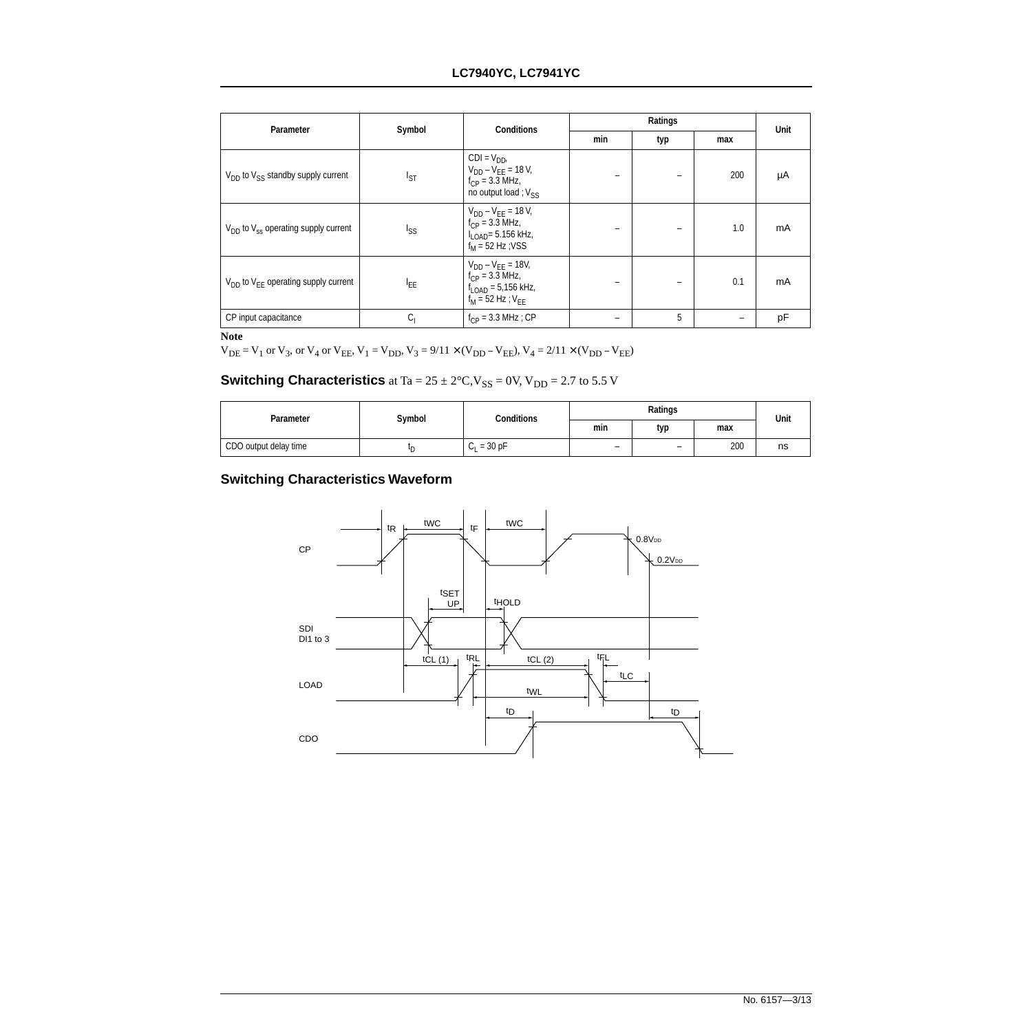| Parameter | Symbol | Conditions | Ratings | | | Unit |
|---|---|---|---|---|---|---|
| | | | min | typ | max | |
| $V_{DD}$ to $V_{SS}$ standby supply current | $I_{ST}$ | CDI = $V_{DD}$, $V_{DD} - V_{EE}$ = 18 V, $f_{CP}$ = 3.3 MHz, no output load ; $V_{SS}$ | – | – | 200 | µA |
| $V_{DD}$ to $V_{ss}$ operating supply current | $I_{SS}$ | $V_{DD} - V_{EE}$ = 18 V, $f_{CP}$ = 3.3 MHz, $I_{LOAD}$= 5.156 kHz, $f_M$ = 52 Hz ;VSS | – | – | 1.0 | mA |
| $V_{DD}$ to $V_{EE}$ operating supply current | $I_{EE}$ | $V_{DD} - V_{EE}$ = 18V, $f_{CP}$ = 3.3 MHz, $f_{LOAD}$ = 5,156 kHz, $f_M$ = 52 Hz ; $V_{EE}$ | – | – | 0.1 | mA |
| CP input capacitance | $C_I$ | $f_{CP}$ = 3.3 MHz ; CP | – | 5 | – | pF |

**Note**

$V_{DE} = V_1$ or $V_3$, or $V_4$ or $V_{EE}$, $V_1 = V_{DD}$, $V_3 = 9/11 \times (V_{DD} - V_{EE})$, $V_4 = 2/11 \times (V_{DD} - V_{EE})$

## Switching Characteristics at Ta = 25 ± 2°C, $V_{SS}$ = 0V, $V_{DD}$ = 2.7 to 5.5 V

| Parameter | Symbol | Conditions | Ratings | | | Unit |
|---|---|---|---|---|---|---|
| | | | min | typ | max | |
| CDO output delay time | $t_D$ | $C_L$ = 30 pF | – | – | 200 | ns |

## Switching Characteristics Waveform

CP: tR, tWC, tF, tWC, 0.8VDD, 0.2VDD

SDI DI1 to 3: tSET UP, tHOLD

LOAD: tCL (1), tRL, tCL (2), tFL, tLC, tWL

CDO: tD, tD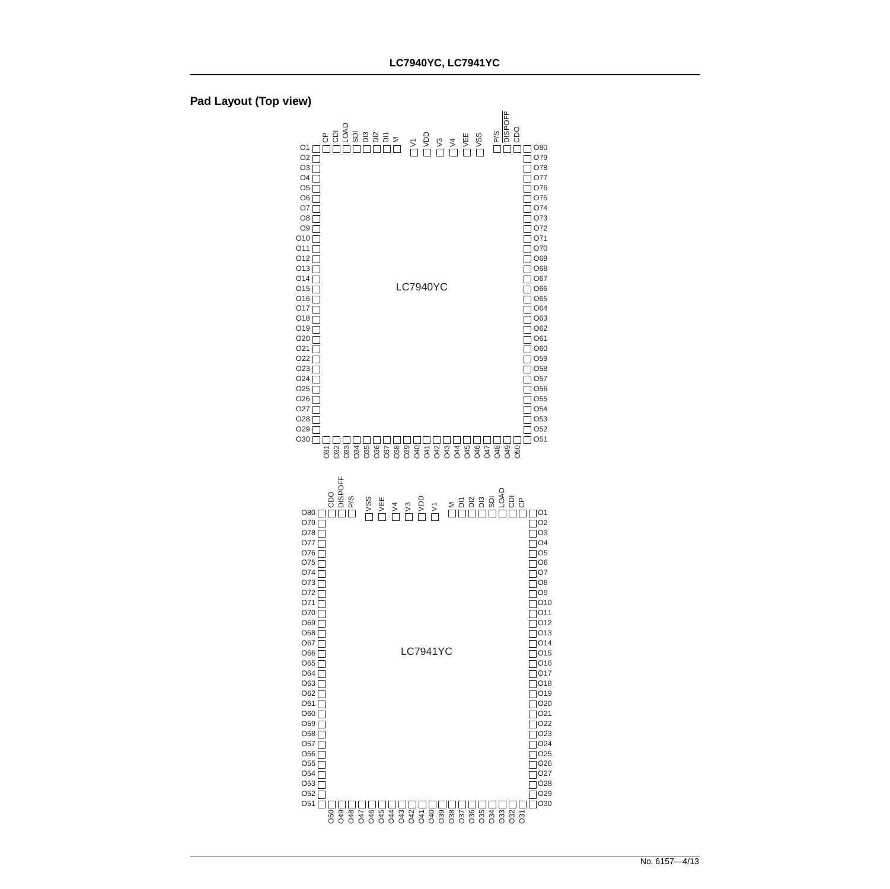## Pad Layout (Top view)

**LC7940YC**

Top side (left to right): CP, CDI, LOAD, SDI, DI3, DI2, DI1, M, V1, VDD, V3, V4, VEE, VSS, P/S, $\overline{DISPOFF}$, CDO

Left side (top to bottom): O1, O2, O3, O4, O5, O6, O7, O8, O9, O10, O11, O12, O13, O14, O15, O16, O17, O18, O19, O20, O21, O22, O23, O24, O25, O26, O27, O28, O29, O30

Bottom side (left to right): O31, O32, O33, O34, O35, O36, O37, O38, O39, O40, O41, O42, O43, O44, O45, O46, O47, O48, O49, O50

Right side (bottom to top): O51, O52, O53, O54, O55, O56, O57, O58, O59, O60, O61, O62, O63, O64, O65, O66, O67, O68, O69, O70, O71, O72, O73, O74, O75, O76, O77, O78, O79, O80

**LC7941YC**

Top side (left to right): CDO, $\overline{DISPOFF}$, P/S, VSS, VEE, V4, V3, VDD, V1, M, DI1, DI2, DI3, SDI, LOAD, CDI, CP

Left side (top to bottom): O80, O79, O78, O77, O76, O75, O74, O73, O72, O71, O70, O69, O68, O67, O66, O65, O64, O63, O62, O61, O60, O59, O58, O57, O56, O55, O54, O53, O52, O51

Bottom side (left to right): O50, O49, O48, O47, O46, O45, O44, O43, O42, O41, O40, O39, O38, O37, O36, O35, O34, O33, O32, O31

Right side (bottom to top): O30, O29, O28, O27, O26, O25, O24, O23, O22, O21, O20, O19, O18, O17, O16, O15, O14, O13, O12, O11, O10, O9, O8, O7, O6, O5, O4, O3, O2, O1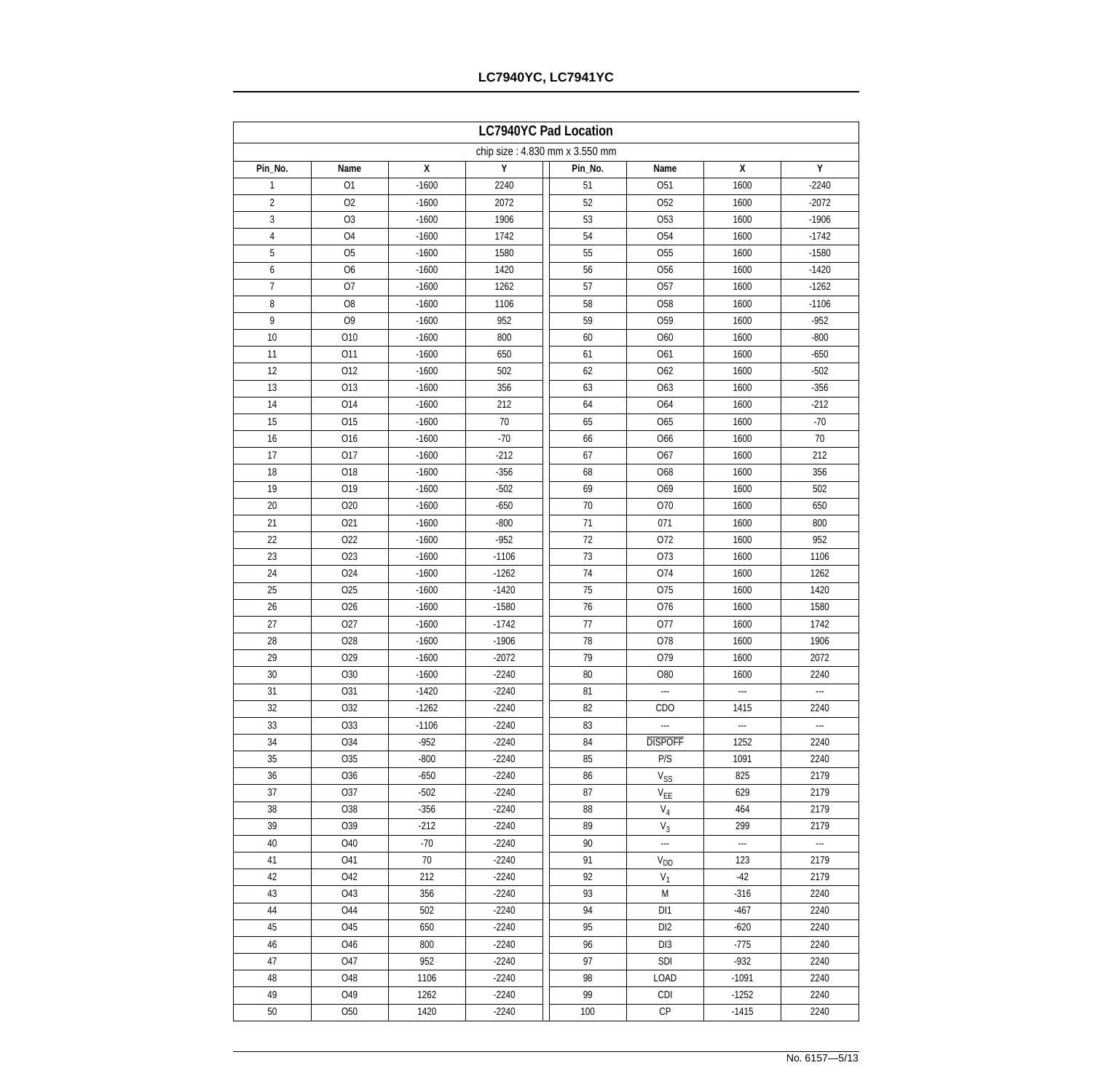## LC7940YC Pad Location

chip size : 4.830 mm x 3.550 mm

| Pin_No. | Name | X | Y | Pin_No. | Name | X | Y |
|---|---|---|---|---|---|---|---|
| 1 | O1 | -1600 | 2240 | 51 | O51 | 1600 | -2240 |
| 2 | O2 | -1600 | 2072 | 52 | O52 | 1600 | -2072 |
| 3 | O3 | -1600 | 1906 | 53 | O53 | 1600 | -1906 |
| 4 | O4 | -1600 | 1742 | 54 | O54 | 1600 | -1742 |
| 5 | O5 | -1600 | 1580 | 55 | O55 | 1600 | -1580 |
| 6 | O6 | -1600 | 1420 | 56 | O56 | 1600 | -1420 |
| 7 | O7 | -1600 | 1262 | 57 | O57 | 1600 | -1262 |
| 8 | O8 | -1600 | 1106 | 58 | O58 | 1600 | -1106 |
| 9 | O9 | -1600 | 952 | 59 | O59 | 1600 | -952 |
| 10 | O10 | -1600 | 800 | 60 | O60 | 1600 | -800 |
| 11 | O11 | -1600 | 650 | 61 | O61 | 1600 | -650 |
| 12 | O12 | -1600 | 502 | 62 | O62 | 1600 | -502 |
| 13 | O13 | -1600 | 356 | 63 | O63 | 1600 | -356 |
| 14 | O14 | -1600 | 212 | 64 | O64 | 1600 | -212 |
| 15 | O15 | -1600 | 70 | 65 | O65 | 1600 | -70 |
| 16 | O16 | -1600 | -70 | 66 | O66 | 1600 | 70 |
| 17 | O17 | -1600 | -212 | 67 | O67 | 1600 | 212 |
| 18 | O18 | -1600 | -356 | 68 | O68 | 1600 | 356 |
| 19 | O19 | -1600 | -502 | 69 | O69 | 1600 | 502 |
| 20 | O20 | -1600 | -650 | 70 | O70 | 1600 | 650 |
| 21 | O21 | -1600 | -800 | 71 | 071 | 1600 | 800 |
| 22 | O22 | -1600 | -952 | 72 | O72 | 1600 | 952 |
| 23 | O23 | -1600 | -1106 | 73 | O73 | 1600 | 1106 |
| 24 | O24 | -1600 | -1262 | 74 | O74 | 1600 | 1262 |
| 25 | O25 | -1600 | -1420 | 75 | O75 | 1600 | 1420 |
| 26 | O26 | -1600 | -1580 | 76 | O76 | 1600 | 1580 |
| 27 | O27 | -1600 | -1742 | 77 | O77 | 1600 | 1742 |
| 28 | O28 | -1600 | -1906 | 78 | O78 | 1600 | 1906 |
| 29 | O29 | -1600 | -2072 | 79 | O79 | 1600 | 2072 |
| 30 | O30 | -1600 | -2240 | 80 | O80 | 1600 | 2240 |
| 31 | O31 | -1420 | -2240 | 81 | --- | --- | --- |
| 32 | O32 | -1262 | -2240 | 82 | CDO | 1415 | 2240 |
| 33 | O33 | -1106 | -2240 | 83 | --- | --- | --- |
| 34 | O34 | -952 | -2240 | 84 | $\overline{DISPOFF}$ | 1252 | 2240 |
| 35 | O35 | -800 | -2240 | 85 | P/S | 1091 | 2240 |
| 36 | O36 | -650 | -2240 | 86 | $V_{SS}$ | 825 | 2179 |
| 37 | O37 | -502 | -2240 | 87 | $V_{EE}$ | 629 | 2179 |
| 38 | O38 | -356 | -2240 | 88 | $V_4$ | 464 | 2179 |
| 39 | O39 | -212 | -2240 | 89 | $V_3$ | 299 | 2179 |
| 40 | O40 | -70 | -2240 | 90 | --- | --- | --- |
| 41 | O41 | 70 | -2240 | 91 | $V_{DD}$ | 123 | 2179 |
| 42 | O42 | 212 | -2240 | 92 | $V_1$ | -42 | 2179 |
| 43 | O43 | 356 | -2240 | 93 | M | -316 | 2240 |
| 44 | O44 | 502 | -2240 | 94 | DI1 | -467 | 2240 |
| 45 | O45 | 650 | -2240 | 95 | DI2 | -620 | 2240 |
| 46 | O46 | 800 | -2240 | 96 | DI3 | -775 | 2240 |
| 47 | O47 | 952 | -2240 | 97 | SDI | -932 | 2240 |
| 48 | O48 | 1106 | -2240 | 98 | LOAD | -1091 | 2240 |
| 49 | O49 | 1262 | -2240 | 99 | CDI | -1252 | 2240 |
| 50 | O50 | 1420 | -2240 | 100 | CP | -1415 | 2240 |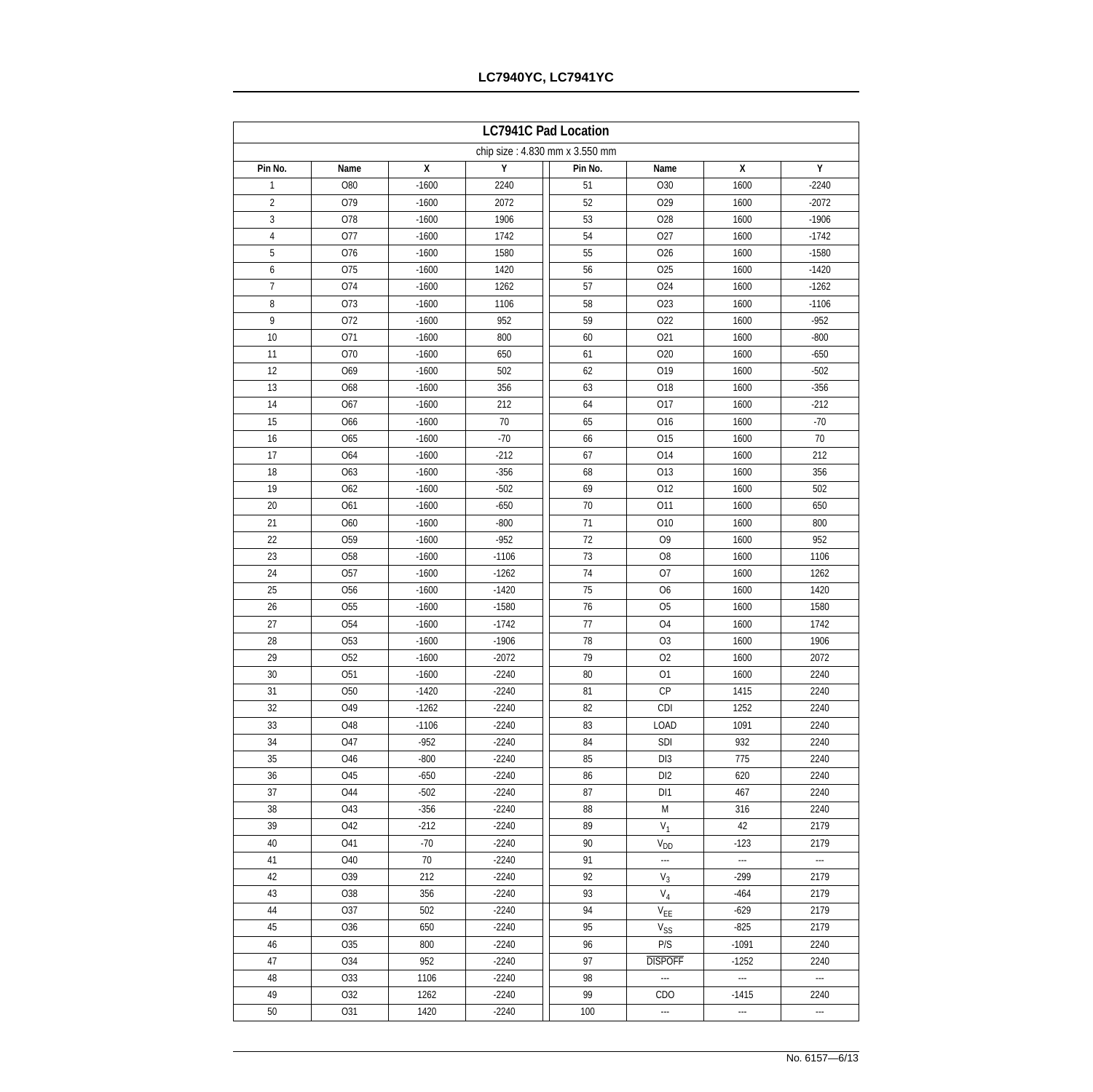## LC7941C Pad Location

chip size : 4.830 mm x 3.550 mm

| Pin No. | Name | X | Y | Pin No. | Name | X | Y |
|---|---|---|---|---|---|---|---|
| 1 | O80 | -1600 | 2240 | 51 | O30 | 1600 | -2240 |
| 2 | O79 | -1600 | 2072 | 52 | O29 | 1600 | -2072 |
| 3 | O78 | -1600 | 1906 | 53 | O28 | 1600 | -1906 |
| 4 | O77 | -1600 | 1742 | 54 | O27 | 1600 | -1742 |
| 5 | O76 | -1600 | 1580 | 55 | O26 | 1600 | -1580 |
| 6 | O75 | -1600 | 1420 | 56 | O25 | 1600 | -1420 |
| 7 | O74 | -1600 | 1262 | 57 | O24 | 1600 | -1262 |
| 8 | O73 | -1600 | 1106 | 58 | O23 | 1600 | -1106 |
| 9 | O72 | -1600 | 952 | 59 | O22 | 1600 | -952 |
| 10 | O71 | -1600 | 800 | 60 | O21 | 1600 | -800 |
| 11 | O70 | -1600 | 650 | 61 | O20 | 1600 | -650 |
| 12 | O69 | -1600 | 502 | 62 | O19 | 1600 | -502 |
| 13 | O68 | -1600 | 356 | 63 | O18 | 1600 | -356 |
| 14 | O67 | -1600 | 212 | 64 | O17 | 1600 | -212 |
| 15 | O66 | -1600 | 70 | 65 | O16 | 1600 | -70 |
| 16 | O65 | -1600 | -70 | 66 | O15 | 1600 | 70 |
| 17 | O64 | -1600 | -212 | 67 | O14 | 1600 | 212 |
| 18 | O63 | -1600 | -356 | 68 | O13 | 1600 | 356 |
| 19 | O62 | -1600 | -502 | 69 | O12 | 1600 | 502 |
| 20 | O61 | -1600 | -650 | 70 | O11 | 1600 | 650 |
| 21 | O60 | -1600 | -800 | 71 | O10 | 1600 | 800 |
| 22 | O59 | -1600 | -952 | 72 | O9 | 1600 | 952 |
| 23 | O58 | -1600 | -1106 | 73 | O8 | 1600 | 1106 |
| 24 | O57 | -1600 | -1262 | 74 | O7 | 1600 | 1262 |
| 25 | O56 | -1600 | -1420 | 75 | O6 | 1600 | 1420 |
| 26 | O55 | -1600 | -1580 | 76 | O5 | 1600 | 1580 |
| 27 | O54 | -1600 | -1742 | 77 | O4 | 1600 | 1742 |
| 28 | O53 | -1600 | -1906 | 78 | O3 | 1600 | 1906 |
| 29 | O52 | -1600 | -2072 | 79 | O2 | 1600 | 2072 |
| 30 | O51 | -1600 | -2240 | 80 | O1 | 1600 | 2240 |
| 31 | O50 | -1420 | -2240 | 81 | CP | 1415 | 2240 |
| 32 | O49 | -1262 | -2240 | 82 | CDI | 1252 | 2240 |
| 33 | O48 | -1106 | -2240 | 83 | LOAD | 1091 | 2240 |
| 34 | O47 | -952 | -2240 | 84 | SDI | 932 | 2240 |
| 35 | O46 | -800 | -2240 | 85 | DI3 | 775 | 2240 |
| 36 | O45 | -650 | -2240 | 86 | DI2 | 620 | 2240 |
| 37 | O44 | -502 | -2240 | 87 | DI1 | 467 | 2240 |
| 38 | O43 | -356 | -2240 | 88 | M | 316 | 2240 |
| 39 | O42 | -212 | -2240 | 89 | $V_1$ | 42 | 2179 |
| 40 | O41 | -70 | -2240 | 90 | $V_{DD}$ | -123 | 2179 |
| 41 | O40 | 70 | -2240 | 91 | --- | --- | --- |
| 42 | O39 | 212 | -2240 | 92 | $V_3$ | -299 | 2179 |
| 43 | O38 | 356 | -2240 | 93 | $V_4$ | -464 | 2179 |
| 44 | O37 | 502 | -2240 | 94 | $V_{EE}$ | -629 | 2179 |
| 45 | O36 | 650 | -2240 | 95 | $V_{SS}$ | -825 | 2179 |
| 46 | O35 | 800 | -2240 | 96 | P/S | -1091 | 2240 |
| 47 | O34 | 952 | -2240 | 97 | $\overline{DISPOFF}$ | -1252 | 2240 |
| 48 | O33 | 1106 | -2240 | 98 | --- | --- | --- |
| 49 | O32 | 1262 | -2240 | 99 | CDO | -1415 | 2240 |
| 50 | O31 | 1420 | -2240 | 100 | --- | --- | --- |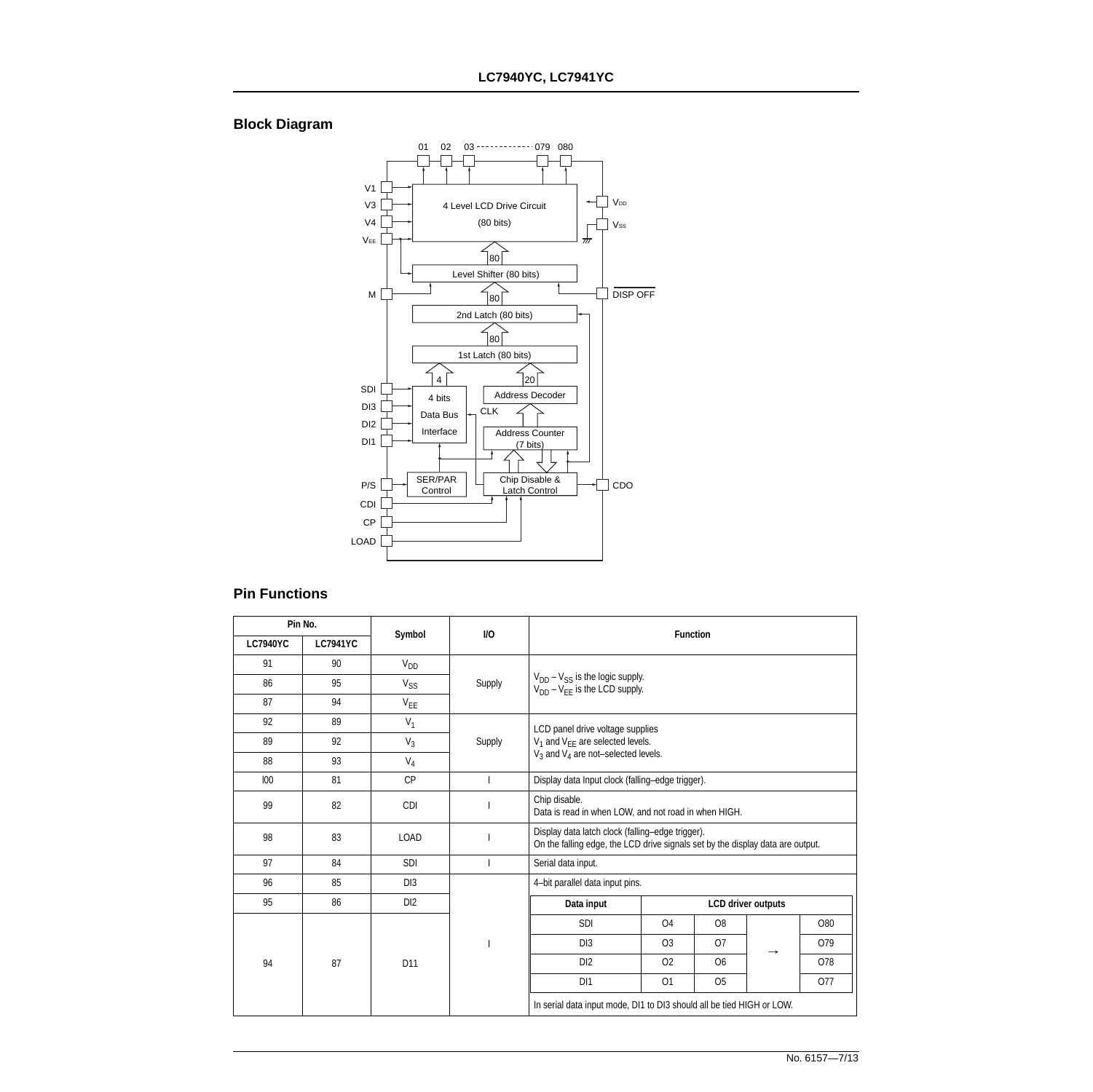## Block Diagram

## Pin Functions

| Pin No. | | Symbol | I/O | Function |
|---|---|---|---|---|
| LC7940YC | LC7941YC | | | |
| 91 | 90 | $V_{DD}$ | Supply | $V_{DD} – V_{SS}$ is the logic supply. $V_{DD} – V_{EE}$ is the LCD supply. |
| 86 | 95 | $V_{SS}$ | | |
| 87 | 94 | $V_{EE}$ | | |
| 92 | 89 | $V_1$ | Supply | LCD panel drive voltage supplies $V_1$ and $V_{EE}$ are selected levels. $V_3$ and $V_4$ are not–selected levels. |
| 89 | 92 | $V_3$ | | |
| 88 | 93 | $V_4$ | | |
| l00 | 81 | CP | I | Display data Input clock (falling–edge trigger). |
| 99 | 82 | CDI | I | Chip disable. Data is read in when LOW, and not road in when HIGH. |
| 98 | 83 | LOAD | I | Display data latch clock (falling–edge trigger). On the falling edge, the LCD drive signals set by the display data are output. |
| 97 | 84 | SDI | I | Serial data input. |
| 96 | 85 | DI3 | I | 4–bit parallel data input pins. |
| 95 | 86 | DI2 | | |
| 94 | 87 | D11 | | In serial data input mode, DI1 to DI3 should all be tied HIGH or LOW. |

| Data input | LCD driver outputs | | | |
|---|---|---|---|---|
| SDI | O4 | O8 | → | O80 |
| DI3 | O3 | O7 | → | O79 |
| DI2 | O2 | O6 | → | O78 |
| DI1 | O1 | O5 | → | O77 |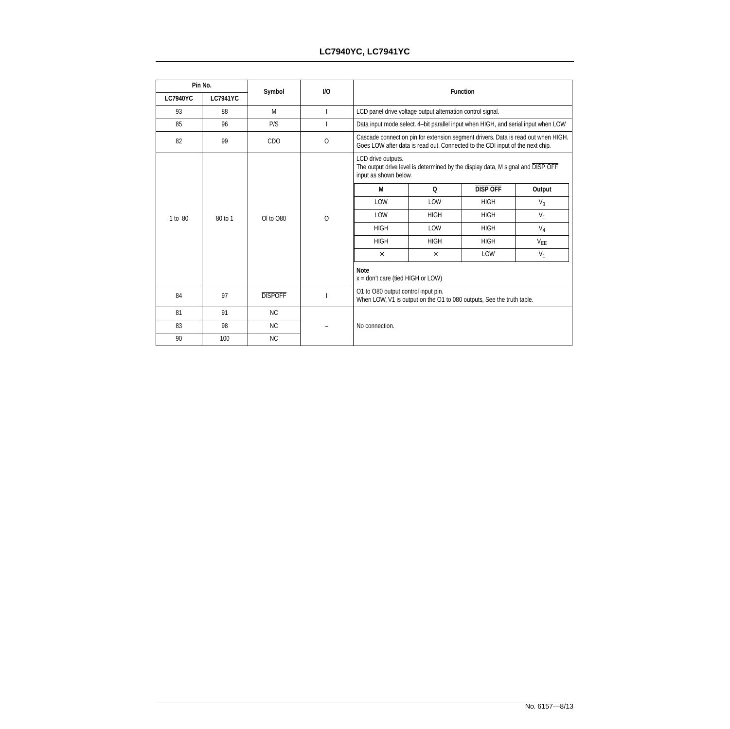| Pin No. | | Symbol | I/O | Function |
|---|---|---|---|---|
| LC7940YC | LC7941YC | | | |
| 93 | 88 | M | I | LCD panel drive voltage output alternation control signal. |
| 85 | 96 | P/S | I | Data input mode select. 4–bit parallel input when HIGH, and serial input when LOW |
| 82 | 99 | CDO | O | Cascade connection pin for extension segment drivers. Data is read out when HIGH. Goes LOW after data is read out. Connected to the CDI input of the next chip. |
| 1 to 80 | 80 to 1 | OI to O80 | O | LCD drive outputs. The output drive level is determined by the display data, M signal and $\overline{\text{DISP OFF}}$ input as shown below. (See table below.) Note: x = don't care (tied HIGH or LOW) |
| 84 | 97 | $\overline{\text{DISPOFF}}$ | I | O1 to O80 output control input pin. When LOW, V1 is output on the O1 to 080 outputs, See the truth table. |
| 81 | 91 | NC | – | No connection. |
| 83 | 98 | NC | – | No connection. |
| 90 | 100 | NC | – | No connection. |

| M | Q | $\overline{\text{DISP OFF}}$ | Output |
|---|---|---|---|
| LOW | LOW | HIGH | $V_3$ |
| LOW | HIGH | HIGH | $V_1$ |
| HIGH | LOW | HIGH | $V_4$ |
| HIGH | HIGH | HIGH | $V_{EE}$ |
| × | × | LOW | $V_1$ |

**Note**
x = don't care (tied HIGH or LOW)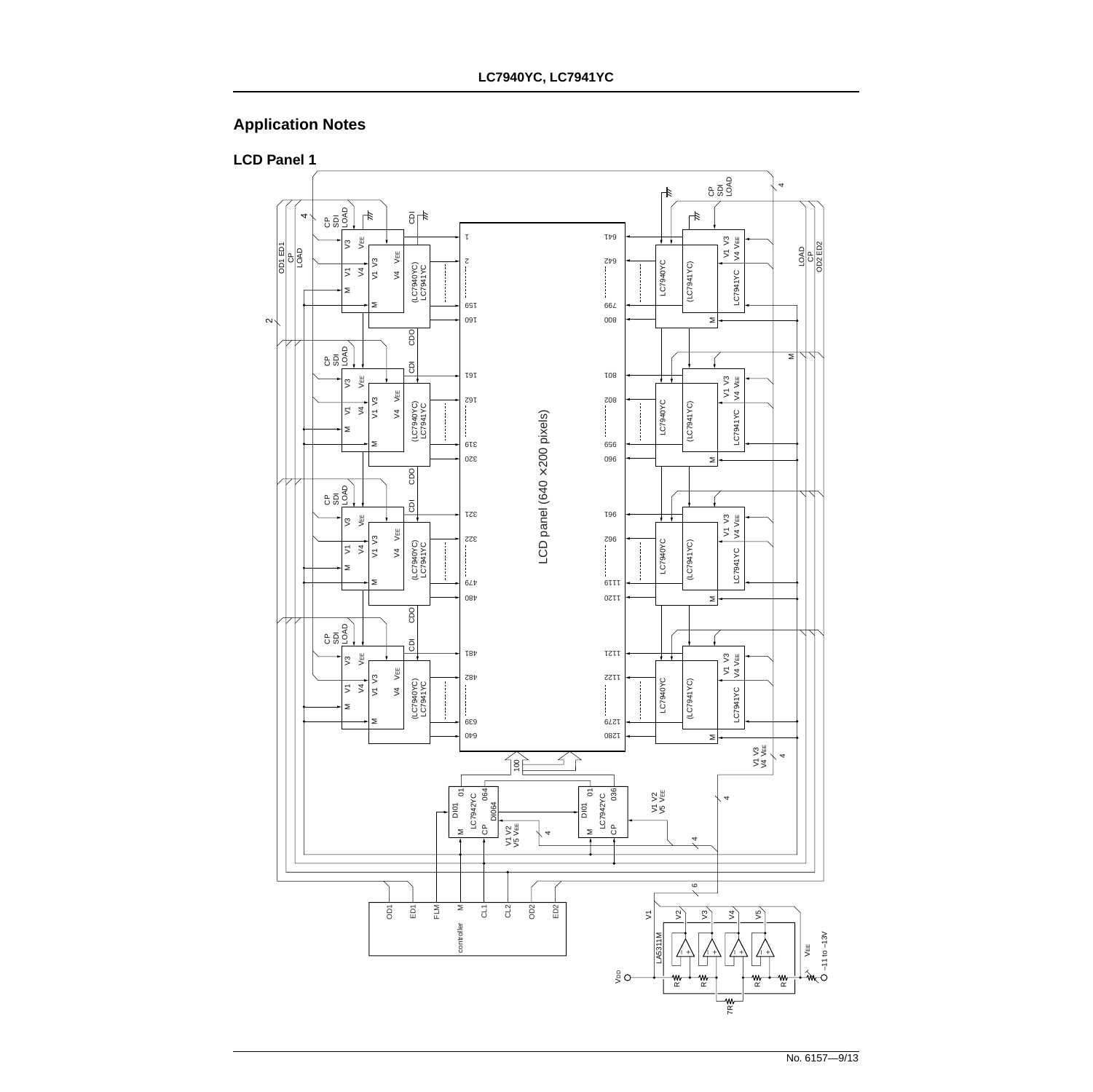## Application Notes

### LCD Panel 1

OD1 ED1
CP
LOAD

CP
SDI
LOAD

CDI

4

2

V3 VEE
V1 V4 V1 V3 V4 VEE
M M
(LC7940YC)
LC7941YC

1
2
159
160

CDO

LCD panel (640 ×200 pixels)

641
642
799
800

LC7940YC
(LC7941YC)
LC7941YC

V1 V3
V4 VEE

LOAD
CP
OD2 ED2

M

161
162
319
320

321
322
479
480

481
482
639
640

801
802
959
960

961
962
1119
1120

1121
1122
1279
1280

CP
SDI
LOAD

4

V1 V3
V4 VEE

4

100

DI01 01
LC7942YC 064
DI064
M CP

DI01 01
LC7942YC 036
M CP

V1 V2
V5 VEE

4

6

OD1 ED1 FLM M CL1 CL2 OD2 ED2
controller

V1 V2 V3 V4 V5
LA5311M

VDD
R R R R
7R
VEE
−11 to −13V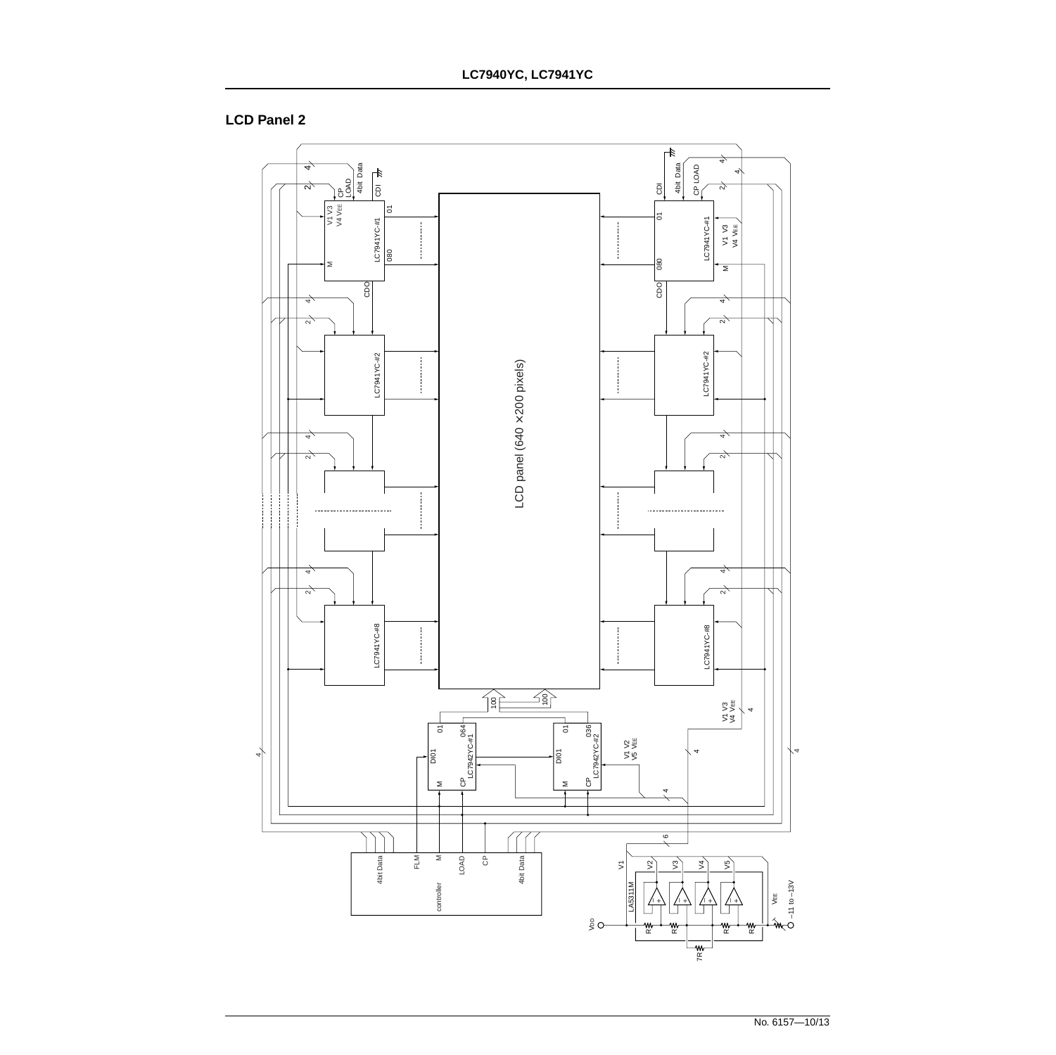## LCD Panel 2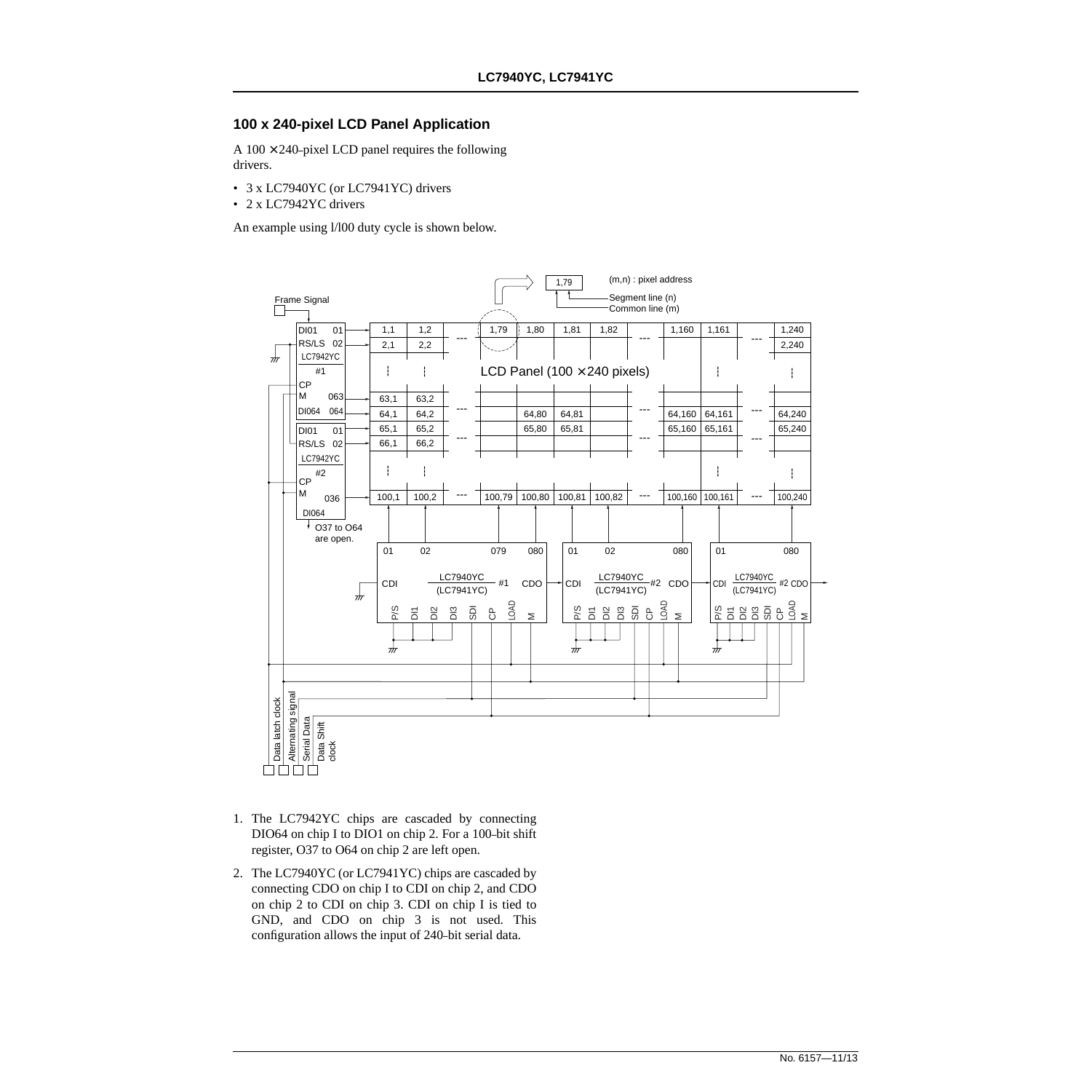## 100 x 240-pixel LCD Panel Application

A 100 × 240-pixel LCD panel requires the following drivers.

- 3 x LC7940YC (or LC7941YC) drivers
- 2 x LC7942YC drivers

An example using l/l00 duty cycle is shown below.

1. The LC7942YC chips are cascaded by connecting DIO64 on chip I to DIO1 on chip 2. For a 100-bit shift register, O37 to O64 on chip 2 are left open.
2. The LC7940YC (or LC7941YC) chips are cascaded by connecting CDO on chip I to CDI on chip 2, and CDO on chip 2 to CDI on chip 3. CDI on chip I is tied to GND, and CDO on chip 3 is not used. This configuration allows the input of 240-bit serial data.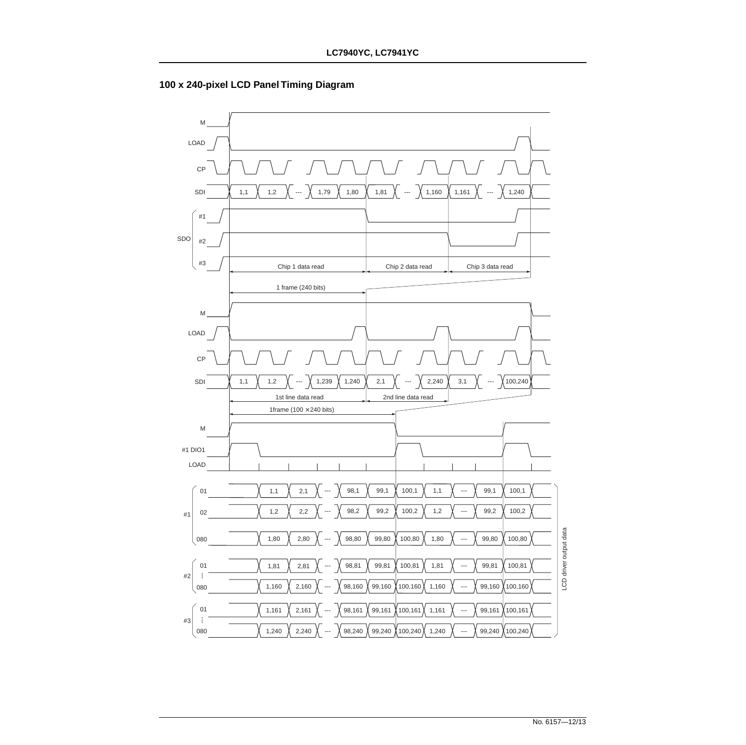## 100 x 240-pixel LCD Panel Timing Diagram

M

LOAD

CP

SDI: 1,1 | 1,2 | --- | 1,79 | 1,80 | 1,81 | --- | 1,160 | 1,161 | --- | 1,240

SDO #1

SDO #2

SDO #3

Chip 1 data read | Chip 2 data read | Chip 3 data read

1 frame (240 bits)

M

LOAD

CP

SDI: 1,1 | 1,2 | --- | 1,239 | 1,240 | 2,1 | --- | 2,240 | 3,1 | --- | 100,240

1st line data read | 2nd line data read

1frame (100 × 240 bits)

M

#1 DIO1

LOAD

LCD driver output data

| | | | | | | | | | | | |
|---|---|---|---|---|---|---|---|---|---|---|---|
| #1 | 01 | 1,1 | 2,1 | --- | 98,1 | 99,1 | 100,1 | 1,1 | --- | 99,1 | 100,1 |
| | 02 | 1,2 | 2,2 | --- | 98,2 | 99,2 | 100,2 | 1,2 | --- | 99,2 | 100,2 |
| | 080 | 1,80 | 2,80 | --- | 98,80 | 99,80 | 100,80 | 1,80 | --- | 99,80 | 100,80 |
| #2 | 01 | 1,81 | 2,81 | --- | 98,81 | 99,81 | 100,81 | 1,81 | --- | 99,81 | 100,81 |
| | 080 | 1,160 | 2,160 | --- | 98,160 | 99,160 | 100,160 | 1,160 | --- | 99,160 | 100,160 |
| #3 | 01 | 1,161 | 2,161 | --- | 98,161 | 99,161 | 100,161 | 1,161 | --- | 99,161 | 100,161 |
| | 080 | 1,240 | 2,240 | --- | 98,240 | 99,240 | 100,240 | 1,240 | --- | 99,240 | 100,240 |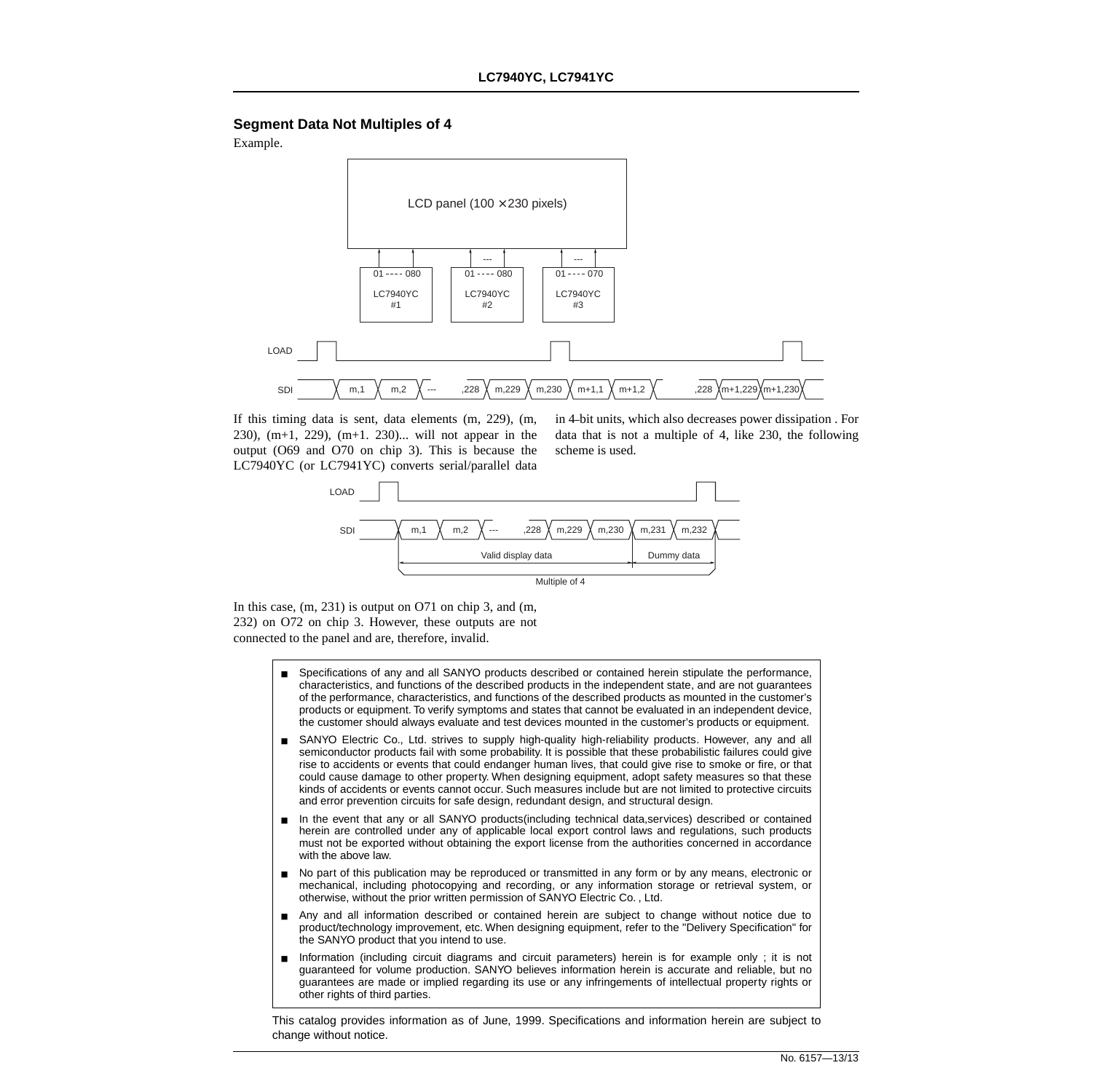## Segment Data Not Multiples of 4

Example.

LCD panel (100 × 230 pixels)

01 ---- 080
LC7940YC
#1

01 ---- 080
LC7940YC
#2

01 ---- 070
LC7940YC
#3

LOAD

SDI m,1 m,2 --- ,228 m,229 m,230 m+1,1 m+1,2 ,228 m+1,229 m+1,230

If this timing data is sent, data elements (m, 229), (m, 230), (m+1, 229), (m+1. 230)... will not appear in the output (O69 and O70 on chip 3). This is because the LC7940YC (or LC7941YC) converts serial/parallel data in 4-bit units, which also decreases power dissipation . For data that is not a multiple of 4, like 230, the following scheme is used.

LOAD

SDI m,1 m,2 --- ,228 m,229 m,230 m,231 m,232

Valid display data

Dummy data

Multiple of 4

In this case, (m, 231) is output on O71 on chip 3, and (m, 232) on O72 on chip 3. However, these outputs are not connected to the panel and are, therefore, invalid.

- Specifications of any and all SANYO products described or contained herein stipulate the performance, characteristics, and functions of the described products in the independent state, and are not guarantees of the performance, characteristics, and functions of the described products as mounted in the customer's products or equipment. To verify symptoms and states that cannot be evaluated in an independent device, the customer should always evaluate and test devices mounted in the customer's products or equipment.
- SANYO Electric Co., Ltd. strives to supply high-quality high-reliability products. However, any and all semiconductor products fail with some probability. It is possible that these probabilistic failures could give rise to accidents or events that could endanger human lives, that could give rise to smoke or fire, or that could cause damage to other property. When designing equipment, adopt safety measures so that these kinds of accidents or events cannot occur. Such measures include but are not limited to protective circuits and error prevention circuits for safe design, redundant design, and structural design.
- In the event that any or all SANYO products(including technical data,services) described or contained herein are controlled under any of applicable local export control laws and regulations, such products must not be exported without obtaining the export license from the authorities concerned in accordance with the above law.
- No part of this publication may be reproduced or transmitted in any form or by any means, electronic or mechanical, including photocopying and recording, or any information storage or retrieval system, or otherwise, without the prior written permission of SANYO Electric Co. , Ltd.
- Any and all information described or contained herein are subject to change without notice due to product/technology improvement, etc. When designing equipment, refer to the "Delivery Specification" for the SANYO product that you intend to use.
- Information (including circuit diagrams and circuit parameters) herein is for example only ; it is not guaranteed for volume production. SANYO believes information herein is accurate and reliable, but no guarantees are made or implied regarding its use or any infringements of intellectual property rights or other rights of third parties.

This catalog provides information as of June, 1999. Specifications and information herein are subject to change without notice.